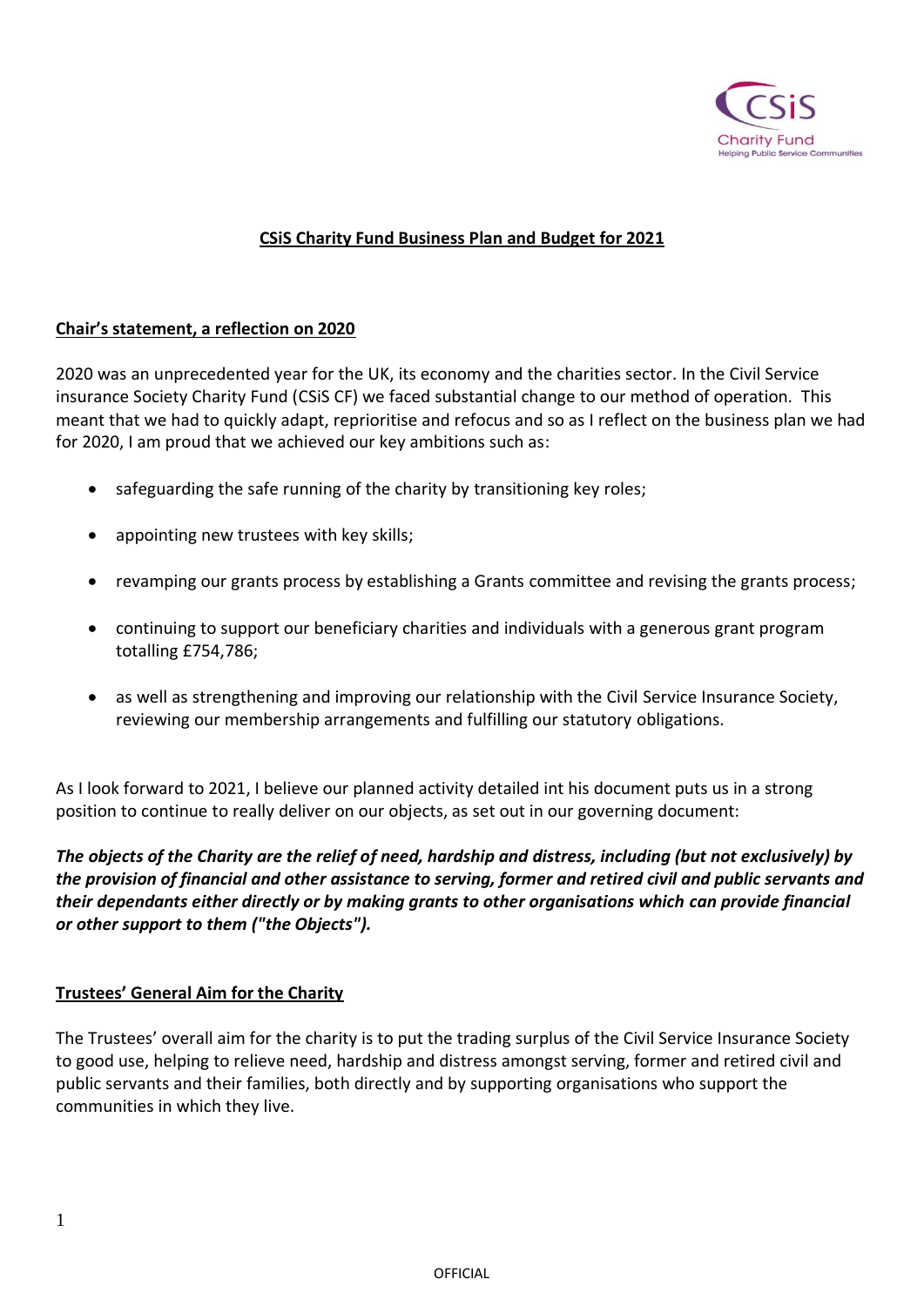# CSiS Charity Fund Business Plan and Budget for 2021

## Chair's statement, a reflection on 2020

2020 was an unprecedented year for the UK, its economy and the charities sector. In the Civil Service insurance Society Charity Fund (CSiS CF) we faced substantial change to our method of operation. This meant that we had to quickly adapt, reprioritise and refocus and so as I reflect on the business plan we had for 2020, I am proud that we achieved our key ambitions such as:

- safeguarding the safe running of the charity by transitioning key roles;
- appointing new trustees with key skills;
- revamping our grants process by establishing a Grants committee and revising the grants process;
- continuing to support our beneficiary charities and individuals with a generous grant program totalling £754,786;
- as well as strengthening and improving our relationship with the Civil Service Insurance Society, reviewing our membership arrangements and fulfilling our statutory obligations.

As I look forward to 2021, I believe our planned activity detailed int his document puts us in a strong position to continue to really deliver on our objects, as set out in our governing document:

***The objects of the Charity are the relief of need, hardship and distress, including (but not exclusively) by the provision of financial and other assistance to serving, former and retired civil and public servants and their dependants either directly or by making grants to other organisations which can provide financial or other support to them ("the Objects").***

## Trustees' General Aim for the Charity

The Trustees' overall aim for the charity is to put the trading surplus of the Civil Service Insurance Society to good use, helping to relieve need, hardship and distress amongst serving, former and retired civil and public servants and their families, both directly and by supporting organisations who support the communities in which they live.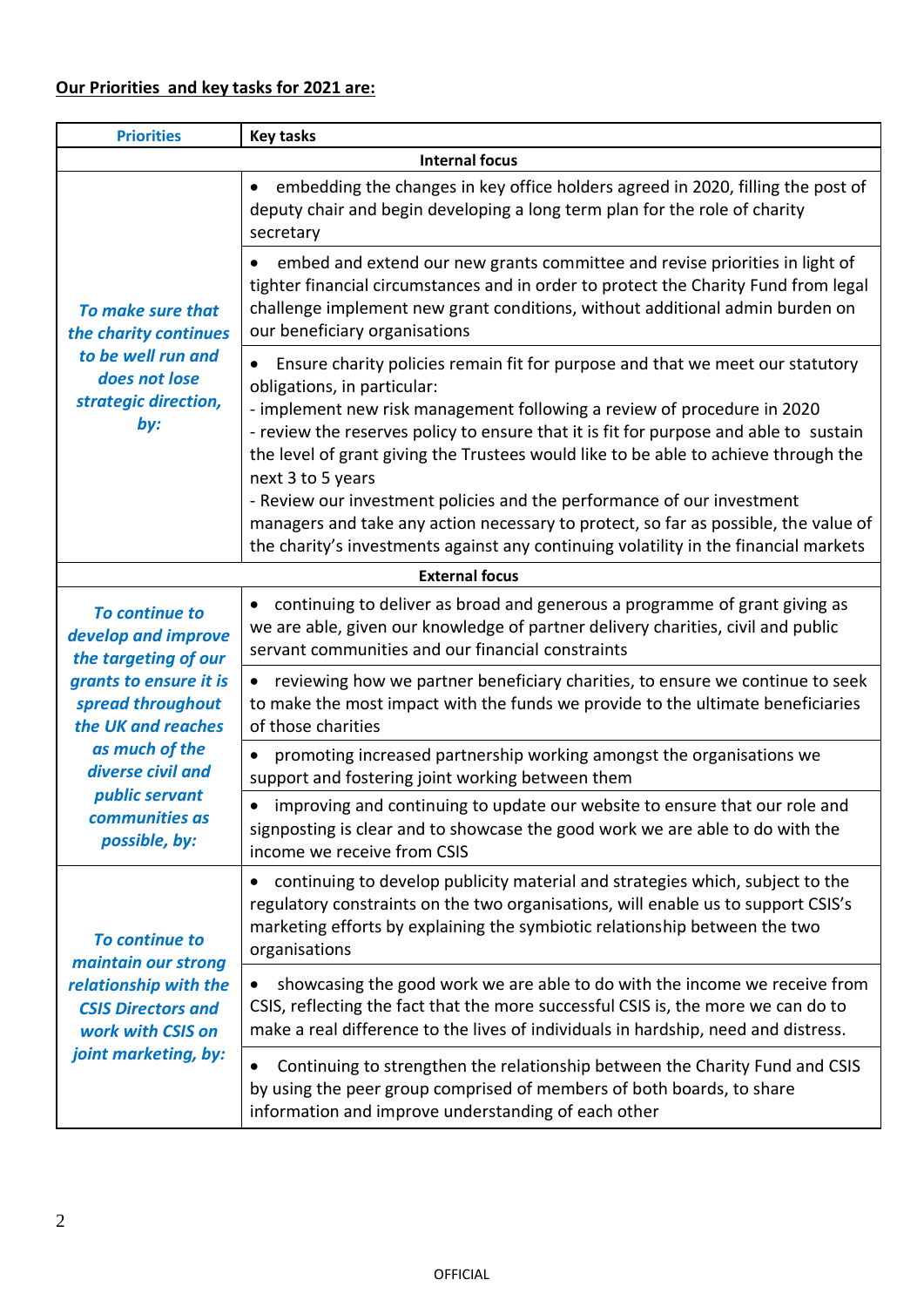**<u>Our Priorities and key tasks for 2021 are:</u>**

| Priorities | Key tasks |
|---|---|
| **Internal focus** | |
| ***To make sure that the charity continues to be well run and does not lose strategic direction, by:*** | • embedding the changes in key office holders agreed in 2020, filling the post of deputy chair and begin developing a long term plan for the role of charity secretary |
| | • embed and extend our new grants committee and revise priorities in light of tighter financial circumstances and in order to protect the Charity Fund from legal challenge implement new grant conditions, without additional admin burden on our beneficiary organisations |
| | • Ensure charity policies remain fit for purpose and that we meet our statutory obligations, in particular:<br>- implement new risk management following a review of procedure in 2020<br>- review the reserves policy to ensure that it is fit for purpose and able to sustain the level of grant giving the Trustees would like to be able to achieve through the next 3 to 5 years<br>- Review our investment policies and the performance of our investment managers and take any action necessary to protect, so far as possible, the value of the charity's investments against any continuing volatility in the financial markets |
| **External focus** | |
| ***To continue to develop and improve the targeting of our grants to ensure it is spread throughout the UK and reaches as much of the diverse civil and public servant communities as possible, by:*** | • continuing to deliver as broad and generous a programme of grant giving as we are able, given our knowledge of partner delivery charities, civil and public servant communities and our financial constraints |
| | • reviewing how we partner beneficiary charities, to ensure we continue to seek to make the most impact with the funds we provide to the ultimate beneficiaries of those charities |
| | • promoting increased partnership working amongst the organisations we support and fostering joint working between them |
| | • improving and continuing to update our website to ensure that our role and signposting is clear and to showcase the good work we are able to do with the income we receive from CSIS |
| ***To continue to maintain our strong relationship with the CSIS Directors and work with CSIS on joint marketing, by:*** | • continuing to develop publicity material and strategies which, subject to the regulatory constraints on the two organisations, will enable us to support CSIS's marketing efforts by explaining the symbiotic relationship between the two organisations |
| | • showcasing the good work we are able to do with the income we receive from CSIS, reflecting the fact that the more successful CSIS is, the more we can do to make a real difference to the lives of individuals in hardship, need and distress. |
| | • Continuing to strengthen the relationship between the Charity Fund and CSIS by using the peer group comprised of members of both boards, to share information and improve understanding of each other |

OFFICIAL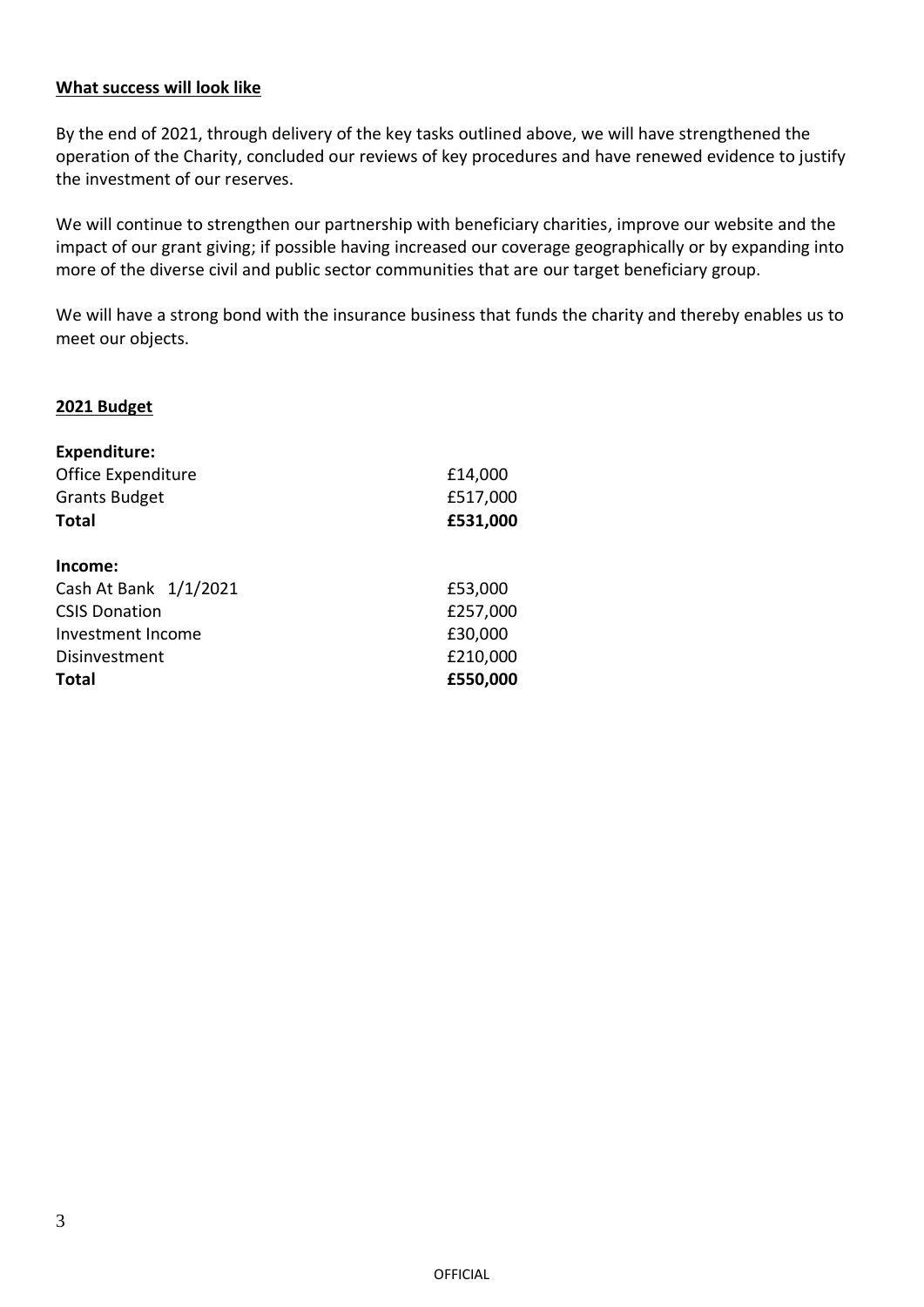**What success will look like**

By the end of 2021, through delivery of the key tasks outlined above, we will have strengthened the operation of the Charity, concluded our reviews of key procedures and have renewed evidence to justify the investment of our reserves.

We will continue to strengthen our partnership with beneficiary charities, improve our website and the impact of our grant giving; if possible having increased our coverage geographically or by expanding into more of the diverse civil and public sector communities that are our target beneficiary group.

We will have a strong bond with the insurance business that funds the charity and thereby enables us to meet our objects.

**2021 Budget**

| | |
|---|---|
| **Expenditure:** | |
| Office Expenditure | £14,000 |
| Grants Budget | £517,000 |
| **Total** | **£531,000** |
| | |
| **Income:** | |
| Cash At Bank 1/1/2021 | £53,000 |
| CSIS Donation | £257,000 |
| Investment Income | £30,000 |
| Disinvestment | £210,000 |
| **Total** | **£550,000** |

OFFICIAL